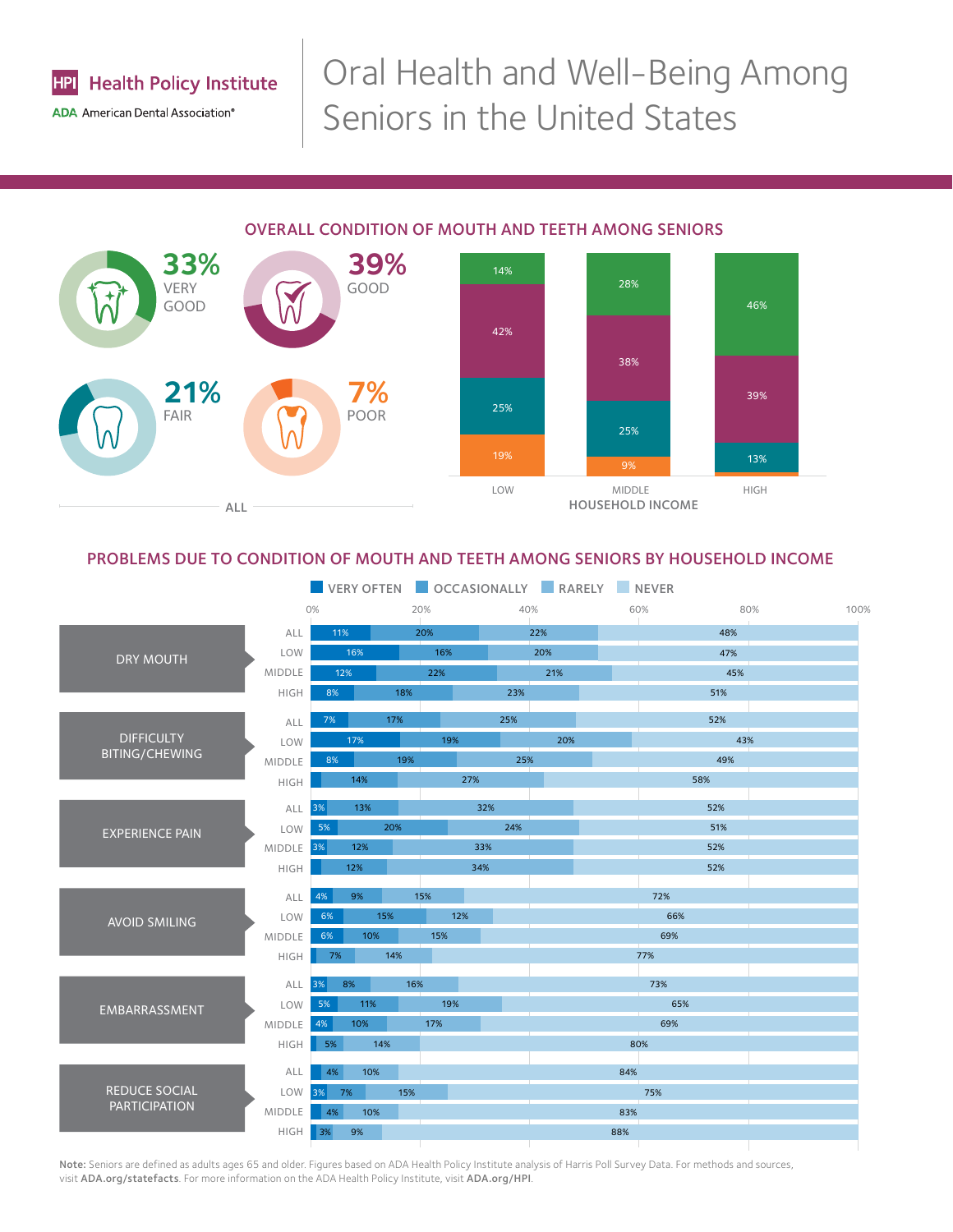Health Policy Institute
ADA American Dental Association®

# Oral Health and Well-Being Among Seniors in the United States

## OVERALL CONDITION OF MOUTH AND TEETH AMONG SENIORS

**ALL**

- 33% VERY GOOD
- 39% GOOD
- 21% FAIR
- 7% POOR

**HOUSEHOLD INCOME**

| | LOW | MIDDLE | HIGH |
|---|---|---|---|
| Very Good | 14% | 28% | 46% |
| Good | 42% | 38% | 39% |
| Fair | 25% | 25% | 13% |
| Poor | 19% | 9% | |

## PROBLEMS DUE TO CONDITION OF MOUTH AND TEETH AMONG SENIORS BY HOUSEHOLD INCOME

| Problem | Income | VERY OFTEN | OCCASIONALLY | RARELY | NEVER |
|---|---|---|---|---|---|
| DRY MOUTH | ALL | 11% | 20% | 22% | 48% |
| | LOW | 16% | 16% | 20% | 47% |
| | MIDDLE | 12% | 22% | 21% | 45% |
| | HIGH | 8% | 18% | 23% | 51% |
| DIFFICULTY BITING/CHEWING | ALL | 7% | 17% | 25% | 52% |
| | LOW | 17% | 19% | 20% | 43% |
| | MIDDLE | 8% | 19% | 25% | 49% |
| | HIGH | | 14% | 27% | 58% |
| EXPERIENCE PAIN | ALL | 3% | 13% | 32% | 52% |
| | LOW | 5% | 20% | 24% | 51% |
| | MIDDLE | 3% | 12% | 33% | 52% |
| | HIGH | | 12% | 34% | 52% |
| AVOID SMILING | ALL | 4% | 9% | 15% | 72% |
| | LOW | 6% | 15% | 12% | 66% |
| | MIDDLE | 6% | 10% | 15% | 69% |
| | HIGH | | 7% | 14% | 77% |
| EMBARRASSMENT | ALL | 3% | 8% | 16% | 73% |
| | LOW | 5% | 11% | 19% | 65% |
| | MIDDLE | 4% | 10% | 17% | 69% |
| | HIGH | | 5% | 14% | 80% |
| REDUCE SOCIAL PARTICIPATION | ALL | | 4% | 10% | 84% |
| | LOW | 3% | 7% | 15% | 75% |
| | MIDDLE | | 4% | 10% | 83% |
| | HIGH | | 3% | 9% | 88% |

**Note:** Seniors are defined as adults ages 65 and older. Figures based on ADA Health Policy Institute analysis of Harris Poll Survey Data. For methods and sources, visit **ADA.org/statefacts**. For more information on the ADA Health Policy Institute, visit **ADA.org/HPI**.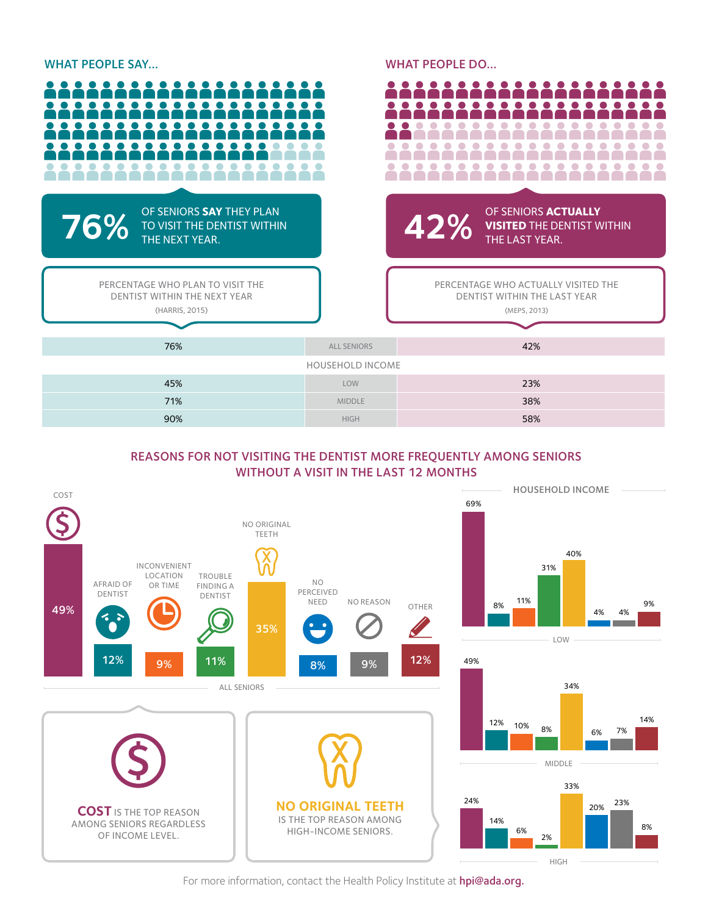## WHAT PEOPLE SAY...

**76%** OF SENIORS **SAY** THEY PLAN TO VISIT THE DENTIST WITHIN THE NEXT YEAR.

## WHAT PEOPLE DO...

**42%** OF SENIORS **ACTUALLY VISITED** THE DENTIST WITHIN THE LAST YEAR.

| PERCENTAGE WHO PLAN TO VISIT THE DENTIST WITHIN THE NEXT YEAR (HARRIS, 2015) | | PERCENTAGE WHO ACTUALLY VISITED THE DENTIST WITHIN THE LAST YEAR (MEPS, 2013) |
|---|---|---|
| 76% | ALL SENIORS | 42% |
| | HOUSEHOLD INCOME | |
| 45% | LOW | 23% |
| 71% | MIDDLE | 38% |
| 90% | HIGH | 58% |

## REASONS FOR NOT VISITING THE DENTIST MORE FREQUENTLY AMONG SENIORS WITHOUT A VISIT IN THE LAST 12 MONTHS

ALL SENIORS

COST 49%
AFRAID OF DENTIST 12%
INCONVENIENT LOCATION OR TIME 9%
TROUBLE FINDING A DENTIST 11%
NO ORIGINAL TEETH 35%
NO PERCEIVED NEED 8%
NO REASON 9%
OTHER 12%

HOUSEHOLD INCOME

LOW
69% 8% 11% 31% 40% 4% 4% 9%

MIDDLE
49% 12% 10% 8% 34% 6% 7% 14%

HIGH
24% 14% 6% 2% 33% 20% 23% 8%

**COST** IS THE TOP REASON AMONG SENIORS REGARDLESS OF INCOME LEVEL.

**NO ORIGINAL TEETH** IS THE TOP REASON AMONG HIGH-INCOME SENIORS.

For more information, contact the Health Policy Institute at **hpi@ada.org.**